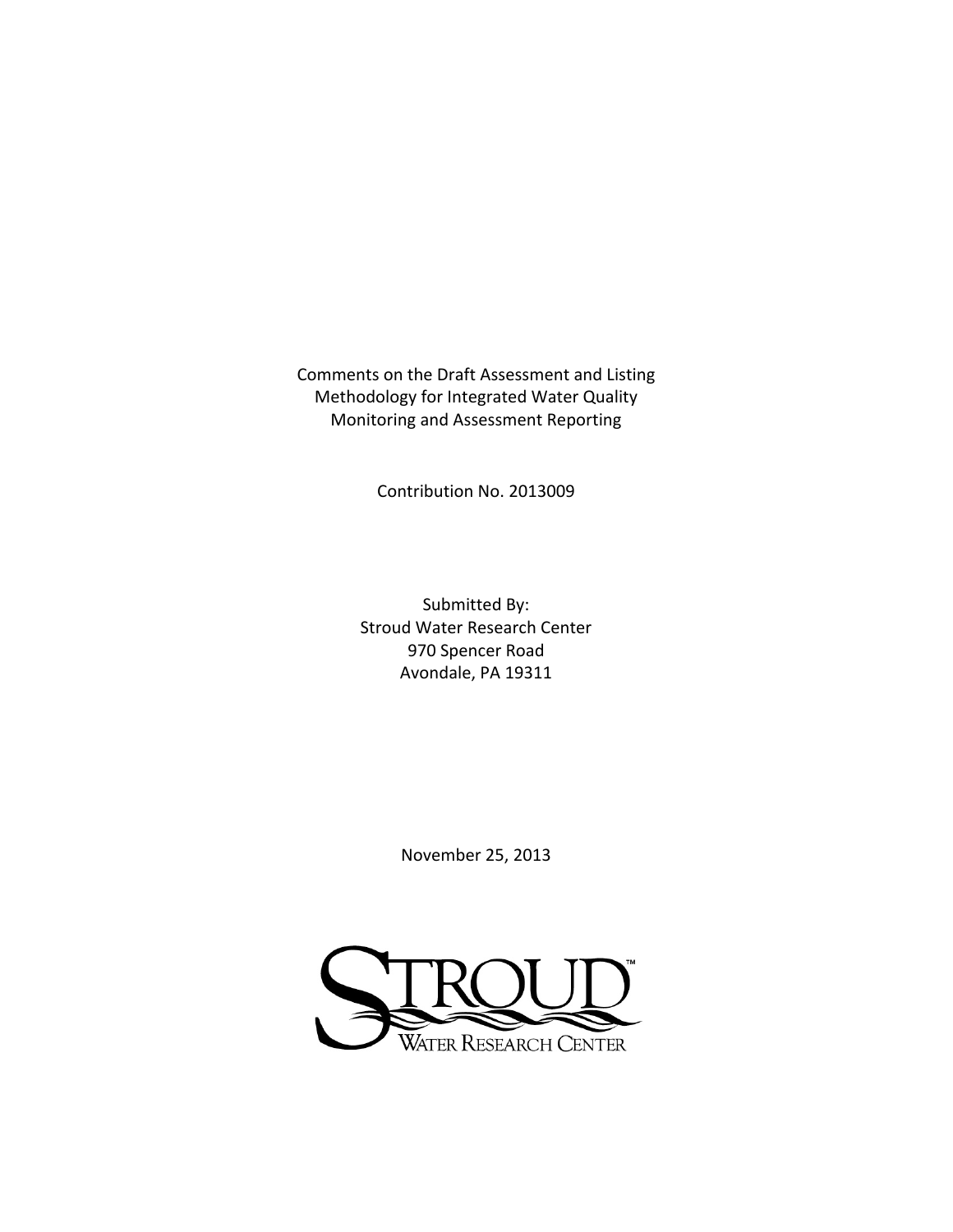Comments on the Draft Assessment and Listing Methodology for Integrated Water Quality Monitoring and Assessment Reporting

Contribution No. 2013009

Submitted By:
Stroud Water Research Center
970 Spencer Road
Avondale, PA 19311

November 25, 2013

STROUD™
WATER RESEARCH CENTER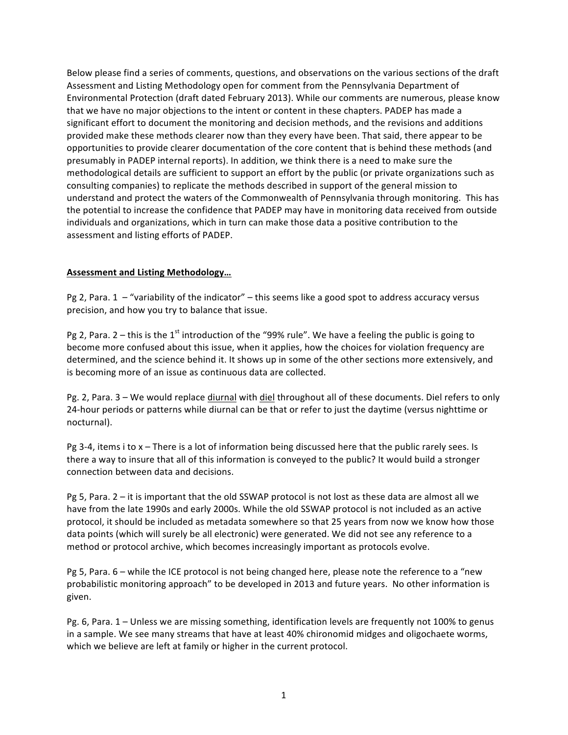Below please find a series of comments, questions, and observations on the various sections of the draft Assessment and Listing Methodology open for comment from the Pennsylvania Department of Environmental Protection (draft dated February 2013). While our comments are numerous, please know that we have no major objections to the intent or content in these chapters. PADEP has made a significant effort to document the monitoring and decision methods, and the revisions and additions provided make these methods clearer now than they every have been. That said, there appear to be opportunities to provide clearer documentation of the core content that is behind these methods (and presumably in PADEP internal reports). In addition, we think there is a need to make sure the methodological details are sufficient to support an effort by the public (or private organizations such as consulting companies) to replicate the methods described in support of the general mission to understand and protect the waters of the Commonwealth of Pennsylvania through monitoring. This has the potential to increase the confidence that PADEP may have in monitoring data received from outside individuals and organizations, which in turn can make those data a positive contribution to the assessment and listing efforts of PADEP.

**Assessment and Listing Methodology…**

Pg 2, Para. 1 – "variability of the indicator" – this seems like a good spot to address accuracy versus precision, and how you try to balance that issue.

Pg 2, Para. 2 – this is the 1st introduction of the "99% rule". We have a feeling the public is going to become more confused about this issue, when it applies, how the choices for violation frequency are determined, and the science behind it. It shows up in some of the other sections more extensively, and is becoming more of an issue as continuous data are collected.

Pg. 2, Para. 3 – We would replace diurnal with diel throughout all of these documents. Diel refers to only 24-hour periods or patterns while diurnal can be that or refer to just the daytime (versus nighttime or nocturnal).

Pg 3-4, items i to x – There is a lot of information being discussed here that the public rarely sees. Is there a way to insure that all of this information is conveyed to the public? It would build a stronger connection between data and decisions.

Pg 5, Para. 2 – it is important that the old SSWAP protocol is not lost as these data are almost all we have from the late 1990s and early 2000s. While the old SSWAP protocol is not included as an active protocol, it should be included as metadata somewhere so that 25 years from now we know how those data points (which will surely be all electronic) were generated. We did not see any reference to a method or protocol archive, which becomes increasingly important as protocols evolve.

Pg 5, Para. 6 – while the ICE protocol is not being changed here, please note the reference to a "new probabilistic monitoring approach" to be developed in 2013 and future years. No other information is given.

Pg. 6, Para. 1 – Unless we are missing something, identification levels are frequently not 100% to genus in a sample. We see many streams that have at least 40% chironomid midges and oligochaete worms, which we believe are left at family or higher in the current protocol.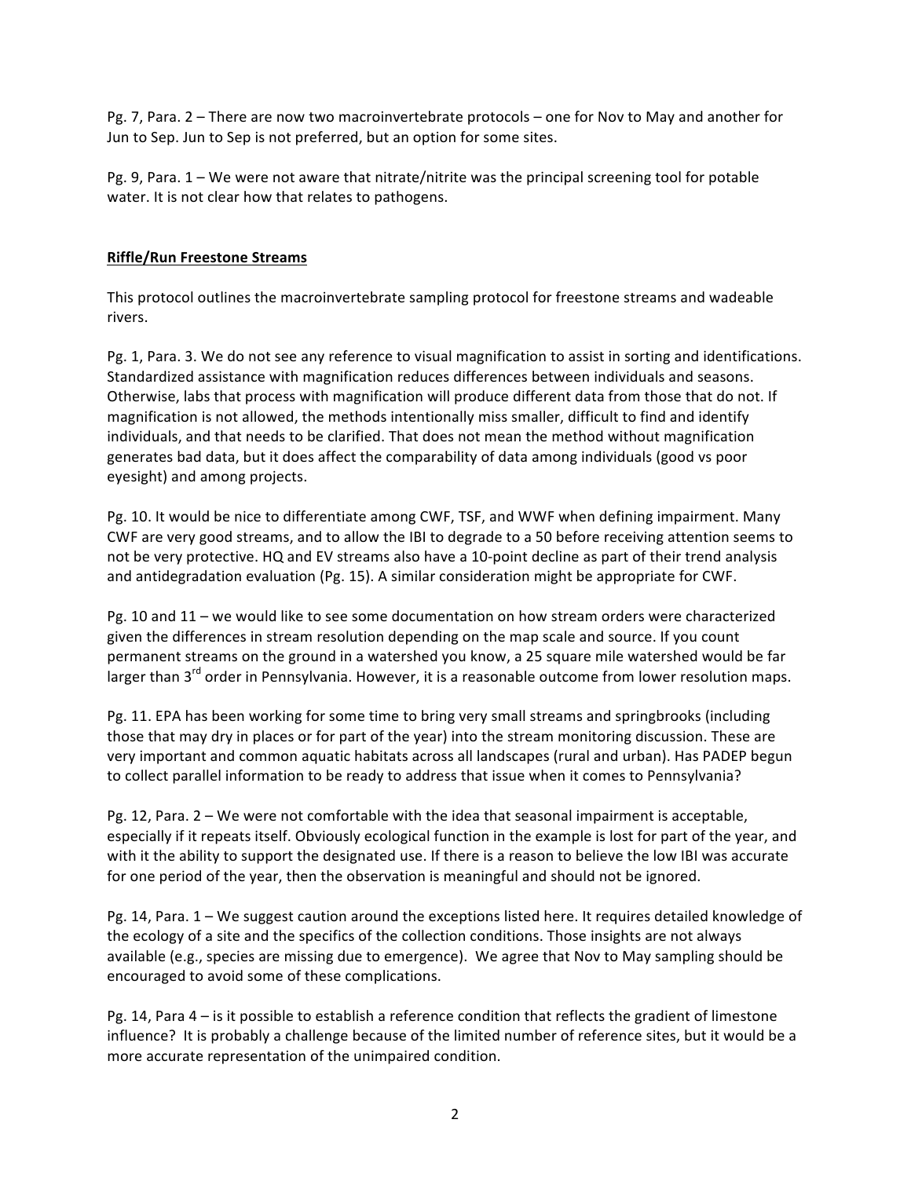Pg. 7, Para. 2 – There are now two macroinvertebrate protocols – one for Nov to May and another for Jun to Sep. Jun to Sep is not preferred, but an option for some sites.

Pg. 9, Para. 1 – We were not aware that nitrate/nitrite was the principal screening tool for potable water. It is not clear how that relates to pathogens.

**Riffle/Run Freestone Streams**

This protocol outlines the macroinvertebrate sampling protocol for freestone streams and wadeable rivers.

Pg. 1, Para. 3. We do not see any reference to visual magnification to assist in sorting and identifications. Standardized assistance with magnification reduces differences between individuals and seasons. Otherwise, labs that process with magnification will produce different data from those that do not. If magnification is not allowed, the methods intentionally miss smaller, difficult to find and identify individuals, and that needs to be clarified. That does not mean the method without magnification generates bad data, but it does affect the comparability of data among individuals (good vs poor eyesight) and among projects.

Pg. 10. It would be nice to differentiate among CWF, TSF, and WWF when defining impairment. Many CWF are very good streams, and to allow the IBI to degrade to a 50 before receiving attention seems to not be very protective. HQ and EV streams also have a 10-point decline as part of their trend analysis and antidegradation evaluation (Pg. 15). A similar consideration might be appropriate for CWF.

Pg. 10 and 11 – we would like to see some documentation on how stream orders were characterized given the differences in stream resolution depending on the map scale and source. If you count permanent streams on the ground in a watershed you know, a 25 square mile watershed would be far larger than 3rd order in Pennsylvania. However, it is a reasonable outcome from lower resolution maps.

Pg. 11. EPA has been working for some time to bring very small streams and springbrooks (including those that may dry in places or for part of the year) into the stream monitoring discussion. These are very important and common aquatic habitats across all landscapes (rural and urban). Has PADEP begun to collect parallel information to be ready to address that issue when it comes to Pennsylvania?

Pg. 12, Para. 2 – We were not comfortable with the idea that seasonal impairment is acceptable, especially if it repeats itself. Obviously ecological function in the example is lost for part of the year, and with it the ability to support the designated use. If there is a reason to believe the low IBI was accurate for one period of the year, then the observation is meaningful and should not be ignored.

Pg. 14, Para. 1 – We suggest caution around the exceptions listed here. It requires detailed knowledge of the ecology of a site and the specifics of the collection conditions. Those insights are not always available (e.g., species are missing due to emergence). We agree that Nov to May sampling should be encouraged to avoid some of these complications.

Pg. 14, Para 4 – is it possible to establish a reference condition that reflects the gradient of limestone influence? It is probably a challenge because of the limited number of reference sites, but it would be a more accurate representation of the unimpaired condition.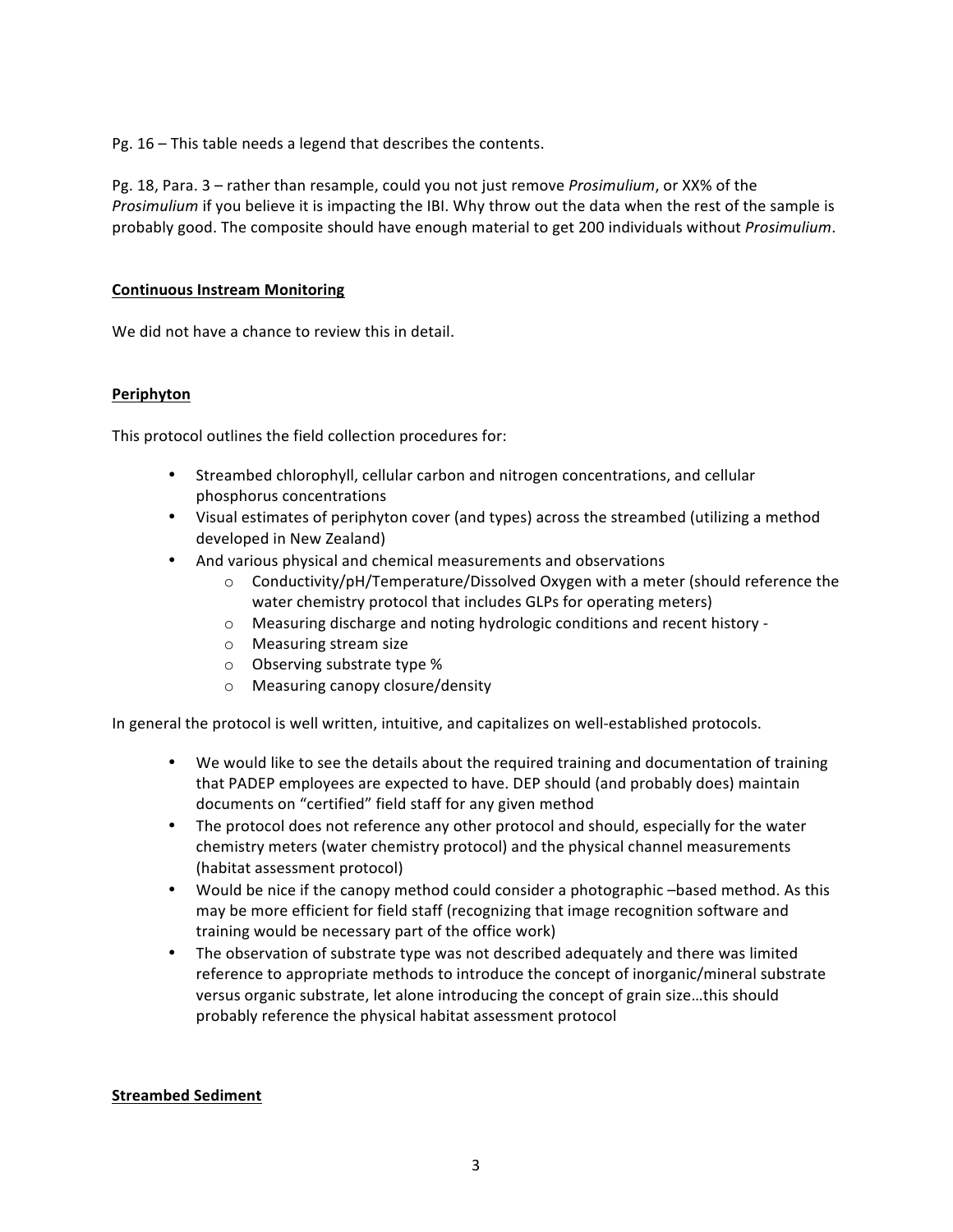Pg. 16 – This table needs a legend that describes the contents.

Pg. 18, Para. 3 – rather than resample, could you not just remove *Prosimulium*, or XX% of the *Prosimulium* if you believe it is impacting the IBI. Why throw out the data when the rest of the sample is probably good. The composite should have enough material to get 200 individuals without *Prosimulium*.

## Continuous Instream Monitoring

We did not have a chance to review this in detail.

## Periphyton

This protocol outlines the field collection procedures for:

- Streambed chlorophyll, cellular carbon and nitrogen concentrations, and cellular phosphorus concentrations
- Visual estimates of periphyton cover (and types) across the streambed (utilizing a method developed in New Zealand)
- And various physical and chemical measurements and observations
    - Conductivity/pH/Temperature/Dissolved Oxygen with a meter (should reference the water chemistry protocol that includes GLPs for operating meters)
    - Measuring discharge and noting hydrologic conditions and recent history -
    - Measuring stream size
    - Observing substrate type %
    - Measuring canopy closure/density

In general the protocol is well written, intuitive, and capitalizes on well-established protocols.

- We would like to see the details about the required training and documentation of training that PADEP employees are expected to have. DEP should (and probably does) maintain documents on "certified" field staff for any given method
- The protocol does not reference any other protocol and should, especially for the water chemistry meters (water chemistry protocol) and the physical channel measurements (habitat assessment protocol)
- Would be nice if the canopy method could consider a photographic –based method. As this may be more efficient for field staff (recognizing that image recognition software and training would be necessary part of the office work)
- The observation of substrate type was not described adequately and there was limited reference to appropriate methods to introduce the concept of inorganic/mineral substrate versus organic substrate, let alone introducing the concept of grain size…this should probably reference the physical habitat assessment protocol

## Streambed Sediment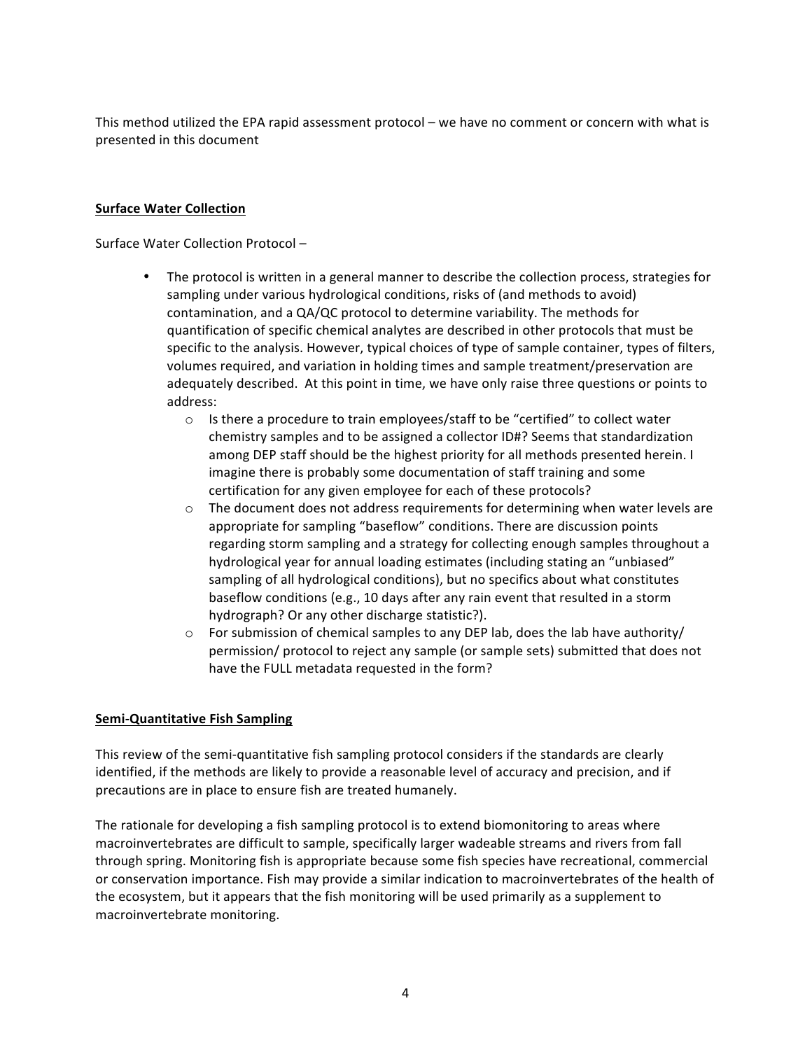This method utilized the EPA rapid assessment protocol – we have no comment or concern with what is presented in this document

**<u>Surface Water Collection</u>**

Surface Water Collection Protocol –

- The protocol is written in a general manner to describe the collection process, strategies for sampling under various hydrological conditions, risks of (and methods to avoid) contamination, and a QA/QC protocol to determine variability. The methods for quantification of specific chemical analytes are described in other protocols that must be specific to the analysis. However, typical choices of type of sample container, types of filters, volumes required, and variation in holding times and sample treatment/preservation are adequately described. At this point in time, we have only raise three questions or points to address:
  - Is there a procedure to train employees/staff to be "certified" to collect water chemistry samples and to be assigned a collector ID#? Seems that standardization among DEP staff should be the highest priority for all methods presented herein. I imagine there is probably some documentation of staff training and some certification for any given employee for each of these protocols?
  - The document does not address requirements for determining when water levels are appropriate for sampling "baseflow" conditions. There are discussion points regarding storm sampling and a strategy for collecting enough samples throughout a hydrological year for annual loading estimates (including stating an "unbiased" sampling of all hydrological conditions), but no specifics about what constitutes baseflow conditions (e.g., 10 days after any rain event that resulted in a storm hydrograph? Or any other discharge statistic?).
  - For submission of chemical samples to any DEP lab, does the lab have authority/ permission/ protocol to reject any sample (or sample sets) submitted that does not have the FULL metadata requested in the form?

**<u>Semi-Quantitative Fish Sampling</u>**

This review of the semi-quantitative fish sampling protocol considers if the standards are clearly identified, if the methods are likely to provide a reasonable level of accuracy and precision, and if precautions are in place to ensure fish are treated humanely.

The rationale for developing a fish sampling protocol is to extend biomonitoring to areas where macroinvertebrates are difficult to sample, specifically larger wadeable streams and rivers from fall through spring. Monitoring fish is appropriate because some fish species have recreational, commercial or conservation importance. Fish may provide a similar indication to macroinvertebrates of the health of the ecosystem, but it appears that the fish monitoring will be used primarily as a supplement to macroinvertebrate monitoring.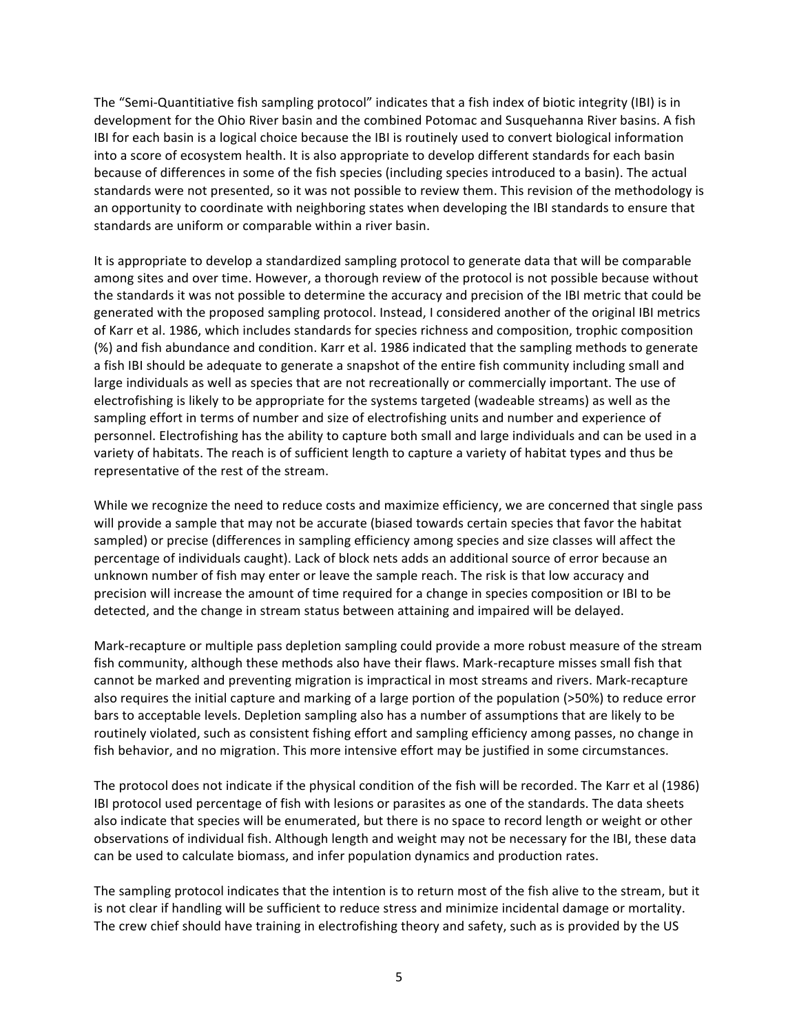The "Semi-Quantitiative fish sampling protocol" indicates that a fish index of biotic integrity (IBI) is in development for the Ohio River basin and the combined Potomac and Susquehanna River basins. A fish IBI for each basin is a logical choice because the IBI is routinely used to convert biological information into a score of ecosystem health. It is also appropriate to develop different standards for each basin because of differences in some of the fish species (including species introduced to a basin). The actual standards were not presented, so it was not possible to review them. This revision of the methodology is an opportunity to coordinate with neighboring states when developing the IBI standards to ensure that standards are uniform or comparable within a river basin.

It is appropriate to develop a standardized sampling protocol to generate data that will be comparable among sites and over time. However, a thorough review of the protocol is not possible because without the standards it was not possible to determine the accuracy and precision of the IBI metric that could be generated with the proposed sampling protocol. Instead, I considered another of the original IBI metrics of Karr et al. 1986, which includes standards for species richness and composition, trophic composition (%) and fish abundance and condition. Karr et al. 1986 indicated that the sampling methods to generate a fish IBI should be adequate to generate a snapshot of the entire fish community including small and large individuals as well as species that are not recreationally or commercially important. The use of electrofishing is likely to be appropriate for the systems targeted (wadeable streams) as well as the sampling effort in terms of number and size of electrofishing units and number and experience of personnel. Electrofishing has the ability to capture both small and large individuals and can be used in a variety of habitats. The reach is of sufficient length to capture a variety of habitat types and thus be representative of the rest of the stream.

While we recognize the need to reduce costs and maximize efficiency, we are concerned that single pass will provide a sample that may not be accurate (biased towards certain species that favor the habitat sampled) or precise (differences in sampling efficiency among species and size classes will affect the percentage of individuals caught). Lack of block nets adds an additional source of error because an unknown number of fish may enter or leave the sample reach. The risk is that low accuracy and precision will increase the amount of time required for a change in species composition or IBI to be detected, and the change in stream status between attaining and impaired will be delayed.

Mark-recapture or multiple pass depletion sampling could provide a more robust measure of the stream fish community, although these methods also have their flaws. Mark-recapture misses small fish that cannot be marked and preventing migration is impractical in most streams and rivers. Mark-recapture also requires the initial capture and marking of a large portion of the population (>50%) to reduce error bars to acceptable levels. Depletion sampling also has a number of assumptions that are likely to be routinely violated, such as consistent fishing effort and sampling efficiency among passes, no change in fish behavior, and no migration. This more intensive effort may be justified in some circumstances.

The protocol does not indicate if the physical condition of the fish will be recorded. The Karr et al (1986) IBI protocol used percentage of fish with lesions or parasites as one of the standards. The data sheets also indicate that species will be enumerated, but there is no space to record length or weight or other observations of individual fish. Although length and weight may not be necessary for the IBI, these data can be used to calculate biomass, and infer population dynamics and production rates.

The sampling protocol indicates that the intention is to return most of the fish alive to the stream, but it is not clear if handling will be sufficient to reduce stress and minimize incidental damage or mortality. The crew chief should have training in electrofishing theory and safety, such as is provided by the US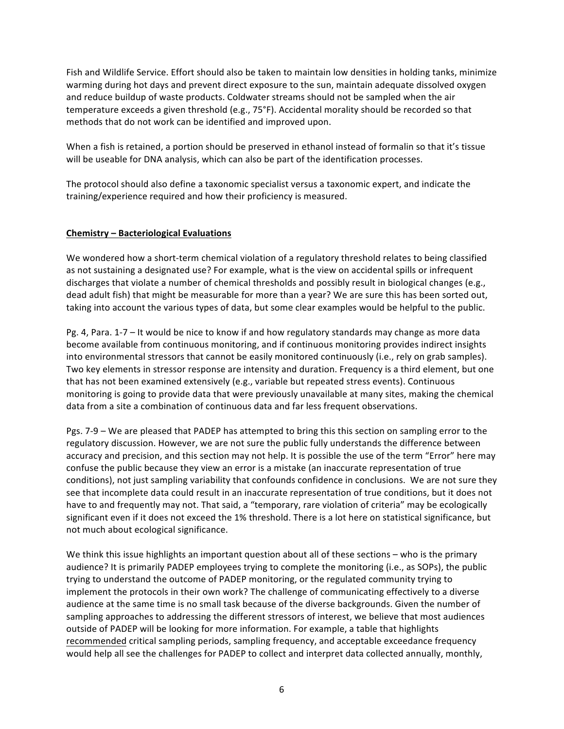Fish and Wildlife Service. Effort should also be taken to maintain low densities in holding tanks, minimize warming during hot days and prevent direct exposure to the sun, maintain adequate dissolved oxygen and reduce buildup of waste products. Coldwater streams should not be sampled when the air temperature exceeds a given threshold (e.g., 75°F). Accidental morality should be recorded so that methods that do not work can be identified and improved upon.

When a fish is retained, a portion should be preserved in ethanol instead of formalin so that it's tissue will be useable for DNA analysis, which can also be part of the identification processes.

The protocol should also define a taxonomic specialist versus a taxonomic expert, and indicate the training/experience required and how their proficiency is measured.

## Chemistry – Bacteriological Evaluations

We wondered how a short-term chemical violation of a regulatory threshold relates to being classified as not sustaining a designated use? For example, what is the view on accidental spills or infrequent discharges that violate a number of chemical thresholds and possibly result in biological changes (e.g., dead adult fish) that might be measurable for more than a year? We are sure this has been sorted out, taking into account the various types of data, but some clear examples would be helpful to the public.

Pg. 4, Para. 1-7 – It would be nice to know if and how regulatory standards may change as more data become available from continuous monitoring, and if continuous monitoring provides indirect insights into environmental stressors that cannot be easily monitored continuously (i.e., rely on grab samples). Two key elements in stressor response are intensity and duration. Frequency is a third element, but one that has not been examined extensively (e.g., variable but repeated stress events). Continuous monitoring is going to provide data that were previously unavailable at many sites, making the chemical data from a site a combination of continuous data and far less frequent observations.

Pgs. 7-9 – We are pleased that PADEP has attempted to bring this this section on sampling error to the regulatory discussion. However, we are not sure the public fully understands the difference between accuracy and precision, and this section may not help. It is possible the use of the term "Error" here may confuse the public because they view an error is a mistake (an inaccurate representation of true conditions), not just sampling variability that confounds confidence in conclusions. We are not sure they see that incomplete data could result in an inaccurate representation of true conditions, but it does not have to and frequently may not. That said, a "temporary, rare violation of criteria" may be ecologically significant even if it does not exceed the 1% threshold. There is a lot here on statistical significance, but not much about ecological significance.

We think this issue highlights an important question about all of these sections – who is the primary audience? It is primarily PADEP employees trying to complete the monitoring (i.e., as SOPs), the public trying to understand the outcome of PADEP monitoring, or the regulated community trying to implement the protocols in their own work? The challenge of communicating effectively to a diverse audience at the same time is no small task because of the diverse backgrounds. Given the number of sampling approaches to addressing the different stressors of interest, we believe that most audiences outside of PADEP will be looking for more information. For example, a table that highlights <u>recommended</u> critical sampling periods, sampling frequency, and acceptable exceedance frequency would help all see the challenges for PADEP to collect and interpret data collected annually, monthly,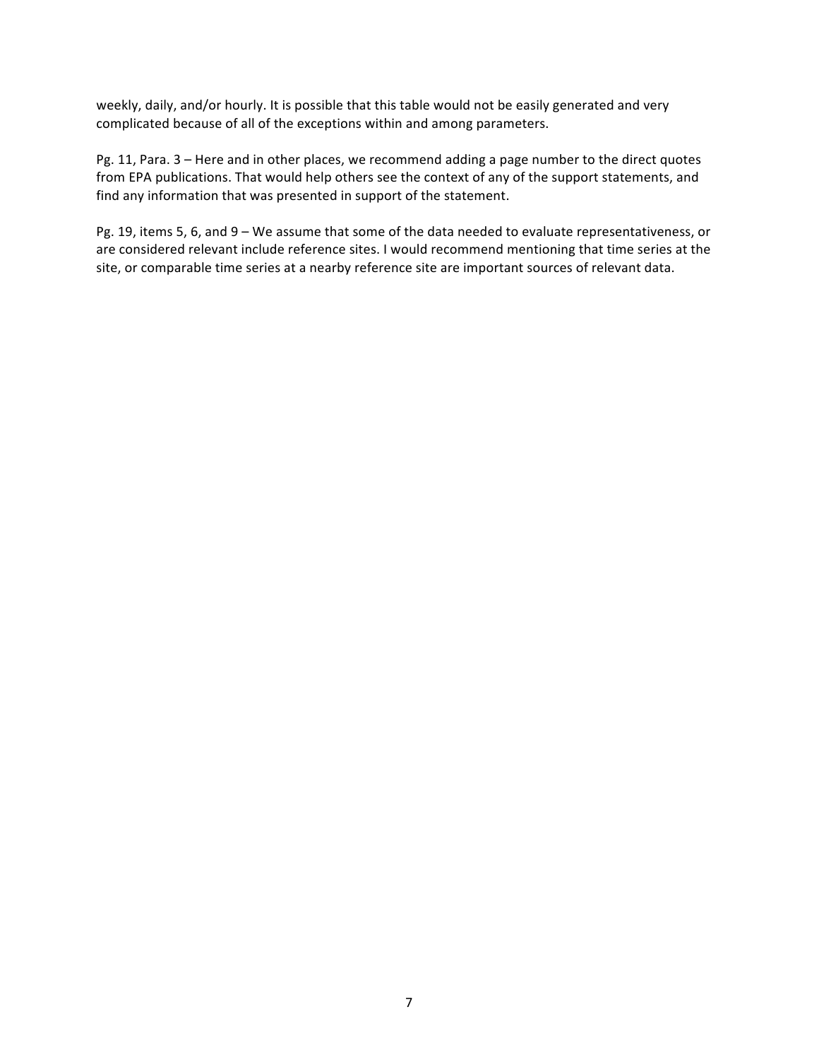weekly, daily, and/or hourly. It is possible that this table would not be easily generated and very complicated because of all of the exceptions within and among parameters.

Pg. 11, Para. 3 – Here and in other places, we recommend adding a page number to the direct quotes from EPA publications. That would help others see the context of any of the support statements, and find any information that was presented in support of the statement.

Pg. 19, items 5, 6, and 9 – We assume that some of the data needed to evaluate representativeness, or are considered relevant include reference sites. I would recommend mentioning that time series at the site, or comparable time series at a nearby reference site are important sources of relevant data.